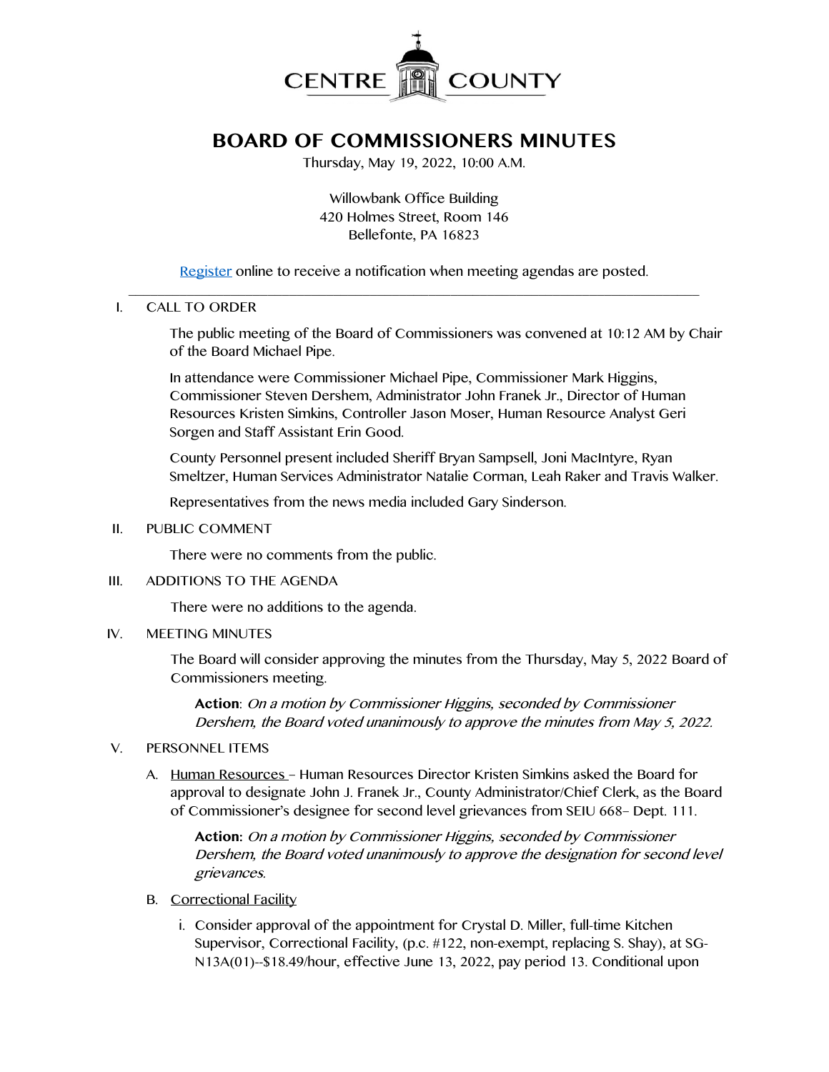CENTRE COUNTY

# BOARD OF COMMISSIONERS MINUTES

Thursday, May 19, 2022, 10:00 A.M.

Willowbank Office Building
420 Holmes Street, Room 146
Bellefonte, PA 16823

Register online to receive a notification when meeting agendas are posted.

---

I. CALL TO ORDER

The public meeting of the Board of Commissioners was convened at 10:12 AM by Chair of the Board Michael Pipe.

In attendance were Commissioner Michael Pipe, Commissioner Mark Higgins, Commissioner Steven Dershem, Administrator John Franek Jr., Director of Human Resources Kristen Simkins, Controller Jason Moser, Human Resource Analyst Geri Sorgen and Staff Assistant Erin Good.

County Personnel present included Sheriff Bryan Sampsell, Joni MacIntyre, Ryan Smeltzer, Human Services Administrator Natalie Corman, Leah Raker and Travis Walker.

Representatives from the news media included Gary Sinderson.

II. PUBLIC COMMENT

There were no comments from the public.

III. ADDITIONS TO THE AGENDA

There were no additions to the agenda.

IV. MEETING MINUTES

The Board will consider approving the minutes from the Thursday, May 5, 2022 Board of Commissioners meeting.

**Action**: *On a motion by Commissioner Higgins, seconded by Commissioner Dershem, the Board voted unanimously to approve the minutes from May 5, 2022.*

V. PERSONNEL ITEMS

A. Human Resources – Human Resources Director Kristen Simkins asked the Board for approval to designate John J. Franek Jr., County Administrator/Chief Clerk, as the Board of Commissioner's designee for second level grievances from SEIU 668– Dept. 111.

**Action:** *On a motion by Commissioner Higgins, seconded by Commissioner Dershem, the Board voted unanimously to approve the designation for second level grievances.*

B. Correctional Facility

i. Consider approval of the appointment for Crystal D. Miller, full-time Kitchen Supervisor, Correctional Facility, (p.c. #122, non-exempt, replacing S. Shay), at SG-N13A(01)--$18.49/hour, effective June 13, 2022, pay period 13. Conditional upon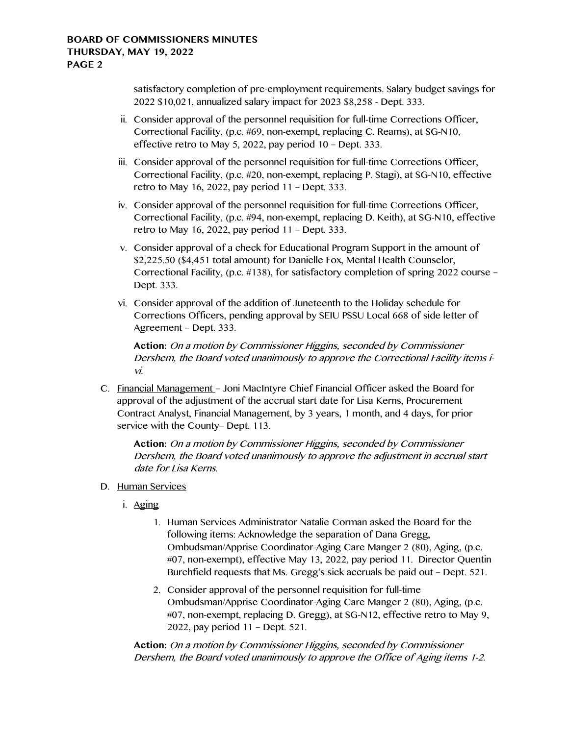satisfactory completion of pre-employment requirements. Salary budget savings for 2022 $10,021, annualized salary impact for 2023 $8,258 - Dept. 333.

ii. Consider approval of the personnel requisition for full-time Corrections Officer, Correctional Facility, (p.c. #69, non-exempt, replacing C. Reams), at SG-N10, effective retro to May 5, 2022, pay period 10 – Dept. 333.

iii. Consider approval of the personnel requisition for full-time Corrections Officer, Correctional Facility, (p.c. #20, non-exempt, replacing P. Stagi), at SG-N10, effective retro to May 16, 2022, pay period 11 – Dept. 333.

iv. Consider approval of the personnel requisition for full-time Corrections Officer, Correctional Facility, (p.c. #94, non-exempt, replacing D. Keith), at SG-N10, effective retro to May 16, 2022, pay period 11 – Dept. 333.

v. Consider approval of a check for Educational Program Support in the amount of $2,225.50 ($4,451 total amount) for Danielle Fox, Mental Health Counselor, Correctional Facility, (p.c. #138), for satisfactory completion of spring 2022 course – Dept. 333.

vi. Consider approval of the addition of Juneteenth to the Holiday schedule for Corrections Officers, pending approval by SEIU PSSU Local 668 of side letter of Agreement – Dept. 333.

**Action:** *On a motion by Commissioner Higgins, seconded by Commissioner Dershem, the Board voted unanimously to approve the Correctional Facility items i-vi.*

C. Financial Management – Joni MacIntyre Chief Financial Officer asked the Board for approval of the adjustment of the accrual start date for Lisa Kerns, Procurement Contract Analyst, Financial Management, by 3 years, 1 month, and 4 days, for prior service with the County– Dept. 113.

**Action:** *On a motion by Commissioner Higgins, seconded by Commissioner Dershem, the Board voted unanimously to approve the adjustment in accrual start date for Lisa Kerns.*

D. Human Services

i. Aging

1. Human Services Administrator Natalie Corman asked the Board for the following items: Acknowledge the separation of Dana Gregg, Ombudsman/Apprise Coordinator-Aging Care Manger 2 (80), Aging, (p.c. #07, non-exempt), effective May 13, 2022, pay period 11. Director Quentin Burchfield requests that Ms. Gregg's sick accruals be paid out – Dept. 521.

2. Consider approval of the personnel requisition for full-time Ombudsman/Apprise Coordinator-Aging Care Manger 2 (80), Aging, (p.c. #07, non-exempt, replacing D. Gregg), at SG-N12, effective retro to May 9, 2022, pay period 11 – Dept. 521.

**Action:** *On a motion by Commissioner Higgins, seconded by Commissioner Dershem, the Board voted unanimously to approve the Office of Aging items 1-2.*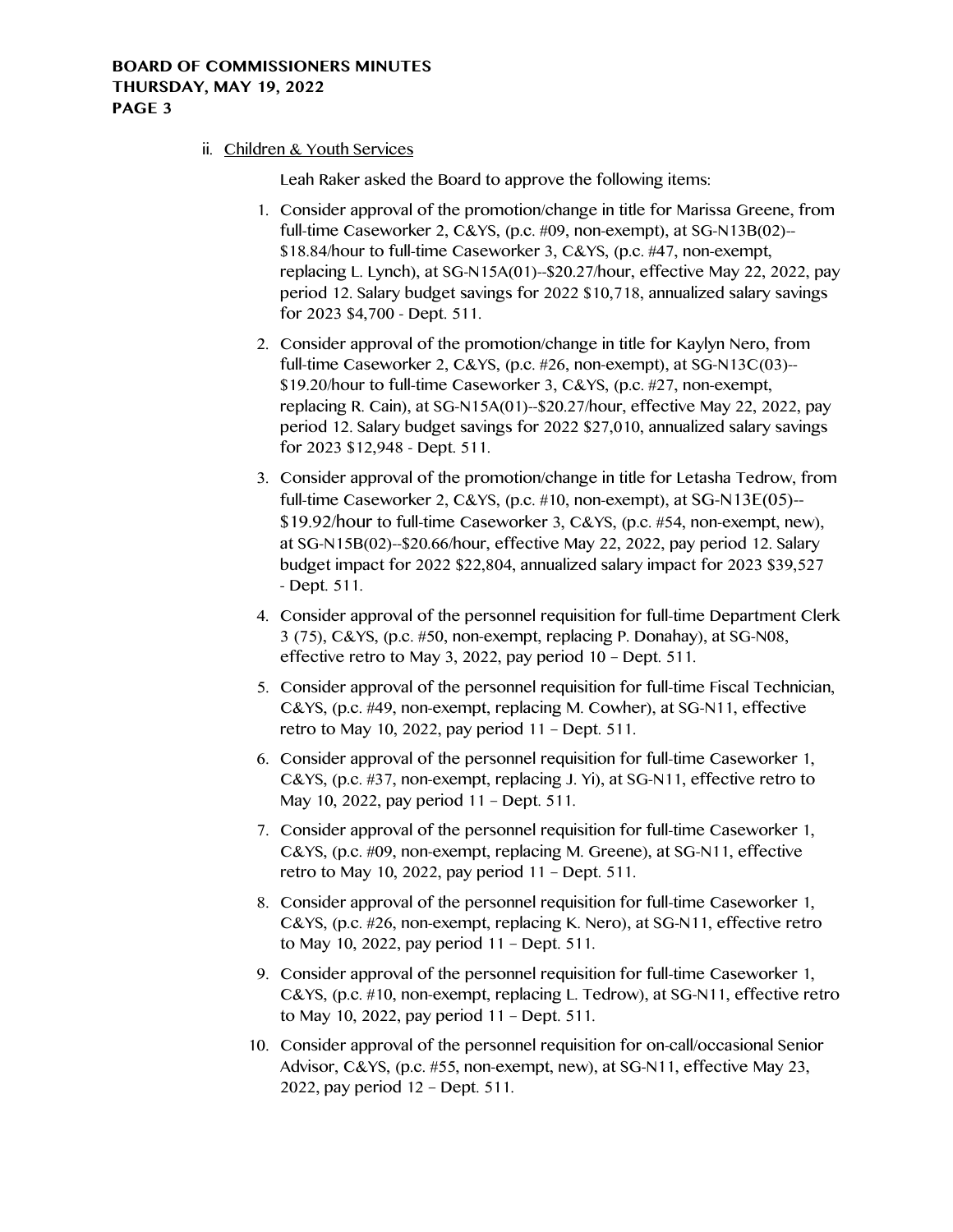ii. Children & Youth Services

Leah Raker asked the Board to approve the following items:

1. Consider approval of the promotion/change in title for Marissa Greene, from full-time Caseworker 2, C&YS, (p.c. #09, non-exempt), at SG-N13B(02)--$18.84/hour to full-time Caseworker 3, C&YS, (p.c. #47, non-exempt, replacing L. Lynch), at SG-N15A(01)--$20.27/hour, effective May 22, 2022, pay period 12. Salary budget savings for 2022 $10,718, annualized salary savings for 2023 $4,700 - Dept. 511.
2. Consider approval of the promotion/change in title for Kaylyn Nero, from full-time Caseworker 2, C&YS, (p.c. #26, non-exempt), at SG-N13C(03)--$19.20/hour to full-time Caseworker 3, C&YS, (p.c. #27, non-exempt, replacing R. Cain), at SG-N15A(01)--$20.27/hour, effective May 22, 2022, pay period 12. Salary budget savings for 2022 $27,010, annualized salary savings for 2023 $12,948 - Dept. 511.
3. Consider approval of the promotion/change in title for Letasha Tedrow, from full-time Caseworker 2, C&YS, (p.c. #10, non-exempt), at SG-N13E(05)--$19.92/hour to full-time Caseworker 3, C&YS, (p.c. #54, non-exempt, new), at SG-N15B(02)--$20.66/hour, effective May 22, 2022, pay period 12. Salary budget impact for 2022 $22,804, annualized salary impact for 2023 $39,527 - Dept. 511.
4. Consider approval of the personnel requisition for full-time Department Clerk 3 (75), C&YS, (p.c. #50, non-exempt, replacing P. Donahay), at SG-N08, effective retro to May 3, 2022, pay period 10 – Dept. 511.
5. Consider approval of the personnel requisition for full-time Fiscal Technician, C&YS, (p.c. #49, non-exempt, replacing M. Cowher), at SG-N11, effective retro to May 10, 2022, pay period 11 – Dept. 511.
6. Consider approval of the personnel requisition for full-time Caseworker 1, C&YS, (p.c. #37, non-exempt, replacing J. Yi), at SG-N11, effective retro to May 10, 2022, pay period 11 – Dept. 511.
7. Consider approval of the personnel requisition for full-time Caseworker 1, C&YS, (p.c. #09, non-exempt, replacing M. Greene), at SG-N11, effective retro to May 10, 2022, pay period 11 – Dept. 511.
8. Consider approval of the personnel requisition for full-time Caseworker 1, C&YS, (p.c. #26, non-exempt, replacing K. Nero), at SG-N11, effective retro to May 10, 2022, pay period 11 – Dept. 511.
9. Consider approval of the personnel requisition for full-time Caseworker 1, C&YS, (p.c. #10, non-exempt, replacing L. Tedrow), at SG-N11, effective retro to May 10, 2022, pay period 11 – Dept. 511.
10. Consider approval of the personnel requisition for on-call/occasional Senior Advisor, C&YS, (p.c. #55, non-exempt, new), at SG-N11, effective May 23, 2022, pay period 12 – Dept. 511.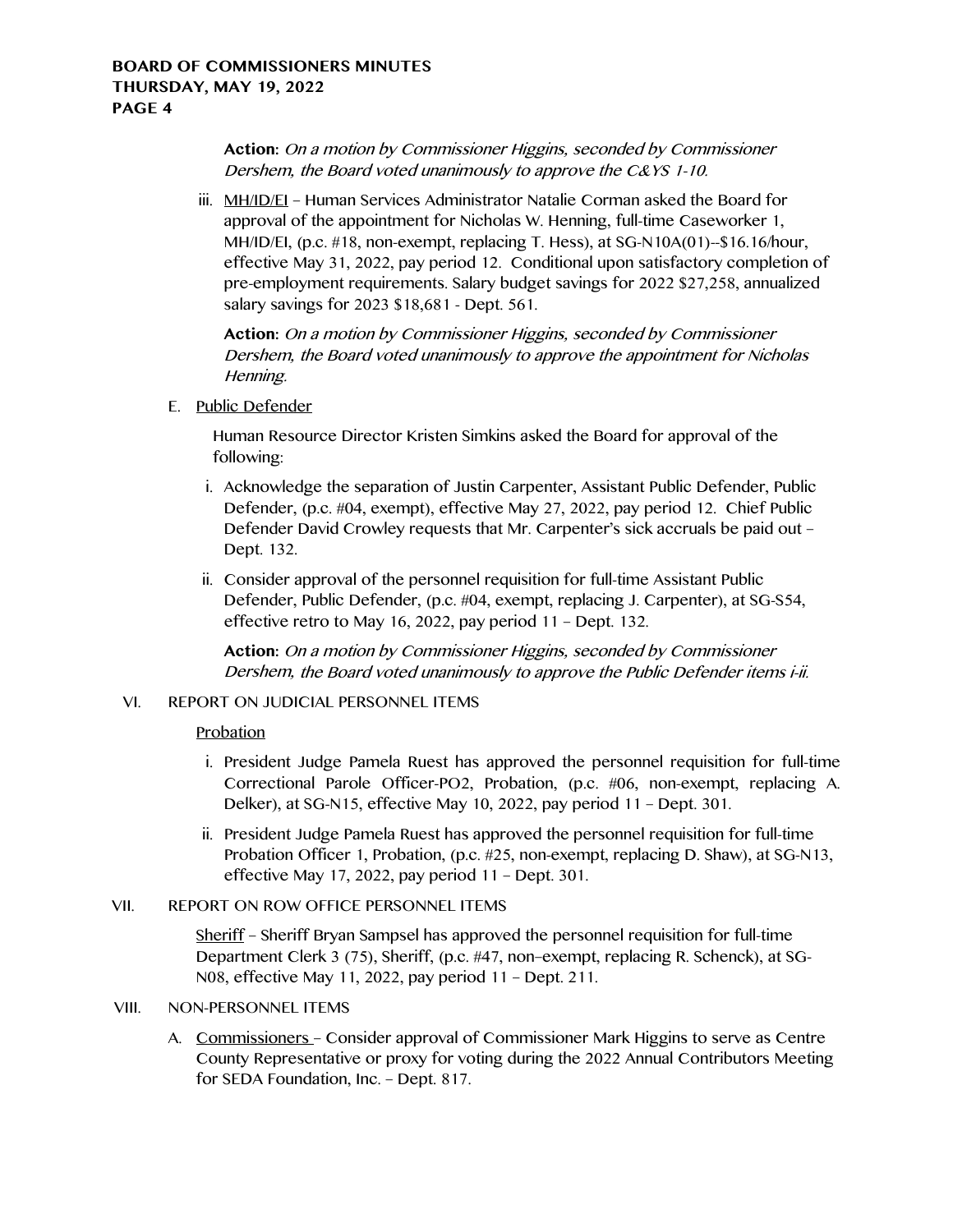**Action:** *On a motion by Commissioner Higgins, seconded by Commissioner Dershem, the Board voted unanimously to approve the C&YS 1-10.*

iii. MH/ID/EI – Human Services Administrator Natalie Corman asked the Board for approval of the appointment for Nicholas W. Henning, full-time Caseworker 1, MH/ID/EI, (p.c. #18, non-exempt, replacing T. Hess), at SG-N10A(01)--$16.16/hour, effective May 31, 2022, pay period 12. Conditional upon satisfactory completion of pre-employment requirements. Salary budget savings for 2022 $27,258, annualized salary savings for 2023 $18,681 - Dept. 561.

**Action:** *On a motion by Commissioner Higgins, seconded by Commissioner Dershem, the Board voted unanimously to approve the appointment for Nicholas Henning.*

E. Public Defender

Human Resource Director Kristen Simkins asked the Board for approval of the following:

i. Acknowledge the separation of Justin Carpenter, Assistant Public Defender, Public Defender, (p.c. #04, exempt), effective May 27, 2022, pay period 12. Chief Public Defender David Crowley requests that Mr. Carpenter's sick accruals be paid out – Dept. 132.

ii. Consider approval of the personnel requisition for full-time Assistant Public Defender, Public Defender, (p.c. #04, exempt, replacing J. Carpenter), at SG-S54, effective retro to May 16, 2022, pay period 11 – Dept. 132.

**Action:** *On a motion by Commissioner Higgins, seconded by Commissioner Dershem, the Board voted unanimously to approve the Public Defender items i-ii.*

VI. REPORT ON JUDICIAL PERSONNEL ITEMS

Probation

i. President Judge Pamela Ruest has approved the personnel requisition for full-time Correctional Parole Officer-PO2, Probation, (p.c. #06, non-exempt, replacing A. Delker), at SG-N15, effective May 10, 2022, pay period 11 – Dept. 301.

ii. President Judge Pamela Ruest has approved the personnel requisition for full-time Probation Officer 1, Probation, (p.c. #25, non-exempt, replacing D. Shaw), at SG-N13, effective May 17, 2022, pay period 11 – Dept. 301.

VII. REPORT ON ROW OFFICE PERSONNEL ITEMS

Sheriff – Sheriff Bryan Sampsel has approved the personnel requisition for full-time Department Clerk 3 (75), Sheriff, (p.c. #47, non–exempt, replacing R. Schenck), at SG-N08, effective May 11, 2022, pay period 11 – Dept. 211.

VIII. NON-PERSONNEL ITEMS

A. Commissioners – Consider approval of Commissioner Mark Higgins to serve as Centre County Representative or proxy for voting during the 2022 Annual Contributors Meeting for SEDA Foundation, Inc. – Dept. 817.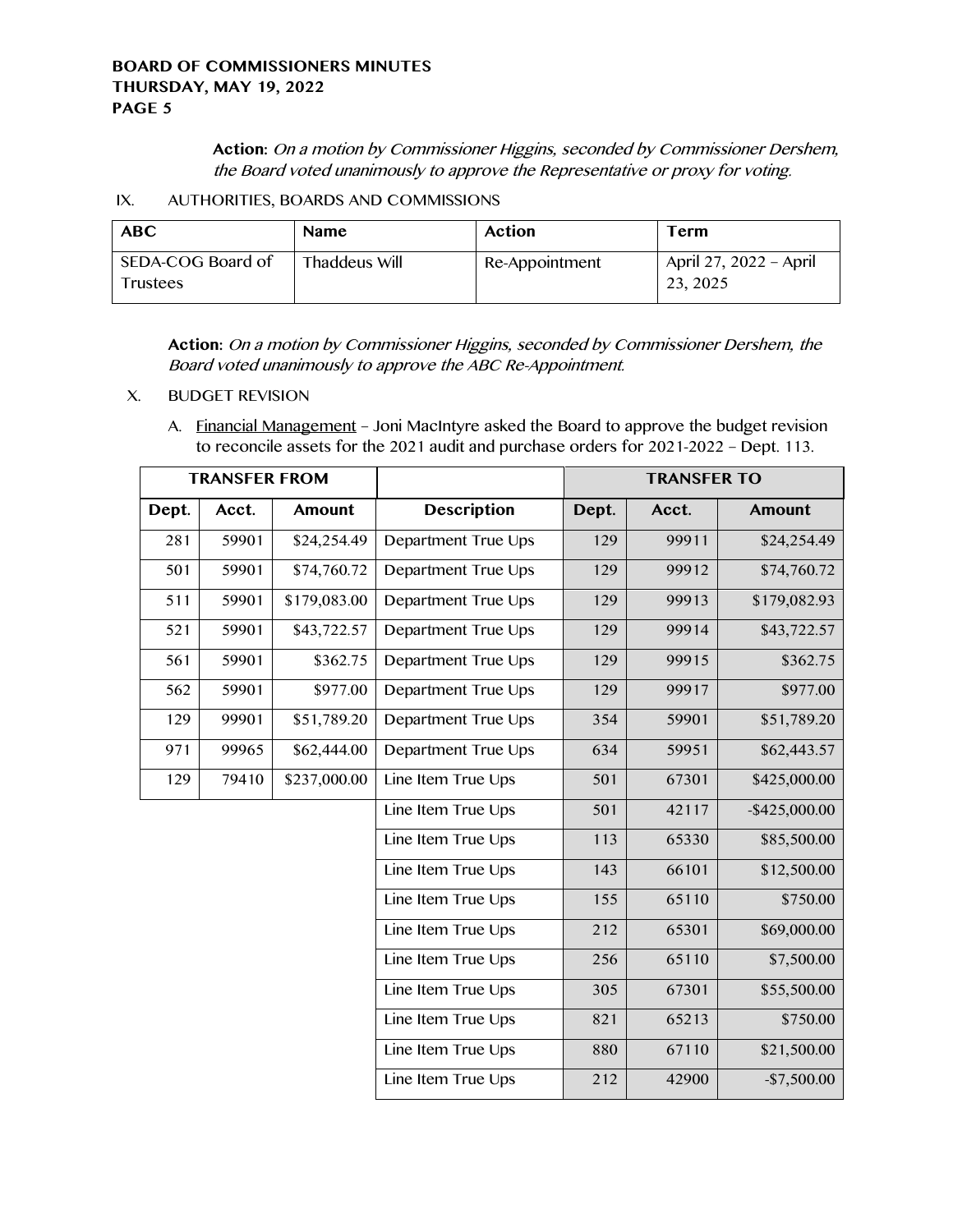**Action:** *On a motion by Commissioner Higgins, seconded by Commissioner Dershem, the Board voted unanimously to approve the Representative or proxy for voting.*

IX. AUTHORITIES, BOARDS AND COMMISSIONS

| ABC | Name | Action | Term |
|---|---|---|---|
| SEDA-COG Board of Trustees | Thaddeus Will | Re-Appointment | April 27, 2022 – April 23, 2025 |

**Action:** *On a motion by Commissioner Higgins, seconded by Commissioner Dershem, the Board voted unanimously to approve the ABC Re-Appointment.*

X. BUDGET REVISION

A. Financial Management – Joni MacIntyre asked the Board to approve the budget revision to reconcile assets for the 2021 audit and purchase orders for 2021-2022 – Dept. 113.

| TRANSFER FROM | | | | TRANSFER TO | | |
|---|---|---|---|---|---|---|
| **Dept.** | **Acct.** | **Amount** | **Description** | **Dept.** | **Acct.** | **Amount** |
| 281 | 59901 | $24,254.49 | Department True Ups | 129 | 99911 | $24,254.49 |
| 501 | 59901 | $74,760.72 | Department True Ups | 129 | 99912 | $74,760.72 |
| 511 | 59901 | $179,083.00 | Department True Ups | 129 | 99913 | $179,082.93 |
| 521 | 59901 | $43,722.57 | Department True Ups | 129 | 99914 | $43,722.57 |
| 561 | 59901 | $362.75 | Department True Ups | 129 | 99915 | $362.75 |
| 562 | 59901 | $977.00 | Department True Ups | 129 | 99917 | $977.00 |
| 129 | 99901 | $51,789.20 | Department True Ups | 354 | 59901 | $51,789.20 |
| 971 | 99965 | $62,444.00 | Department True Ups | 634 | 59951 | $62,443.57 |
| 129 | 79410 | $237,000.00 | Line Item True Ups | 501 | 67301 | $425,000.00 |
| | | | Line Item True Ups | 501 | 42117 | -$425,000.00 |
| | | | Line Item True Ups | 113 | 65330 | $85,500.00 |
| | | | Line Item True Ups | 143 | 66101 | $12,500.00 |
| | | | Line Item True Ups | 155 | 65110 | $750.00 |
| | | | Line Item True Ups | 212 | 65301 | $69,000.00 |
| | | | Line Item True Ups | 256 | 65110 | $7,500.00 |
| | | | Line Item True Ups | 305 | 67301 | $55,500.00 |
| | | | Line Item True Ups | 821 | 65213 | $750.00 |
| | | | Line Item True Ups | 880 | 67110 | $21,500.00 |
| | | | Line Item True Ups | 212 | 42900 | -$7,500.00 |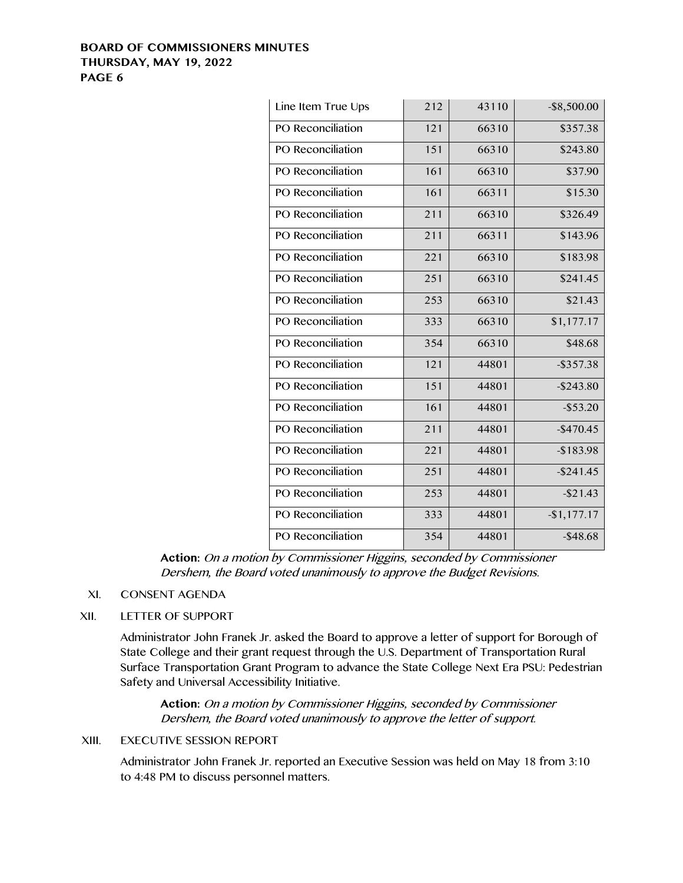| | | | |
|---|---|---|---|
| Line Item True Ups | 212 | 43110 | -$8,500.00 |
| PO Reconciliation | 121 | 66310 | $357.38 |
| PO Reconciliation | 151 | 66310 | $243.80 |
| PO Reconciliation | 161 | 66310 | $37.90 |
| PO Reconciliation | 161 | 66311 | $15.30 |
| PO Reconciliation | 211 | 66310 | $326.49 |
| PO Reconciliation | 211 | 66311 | $143.96 |
| PO Reconciliation | 221 | 66310 | $183.98 |
| PO Reconciliation | 251 | 66310 | $241.45 |
| PO Reconciliation | 253 | 66310 | $21.43 |
| PO Reconciliation | 333 | 66310 | $1,177.17 |
| PO Reconciliation | 354 | 66310 | $48.68 |
| PO Reconciliation | 121 | 44801 | -$357.38 |
| PO Reconciliation | 151 | 44801 | -$243.80 |
| PO Reconciliation | 161 | 44801 | -$53.20 |
| PO Reconciliation | 211 | 44801 | -$470.45 |
| PO Reconciliation | 221 | 44801 | -$183.98 |
| PO Reconciliation | 251 | 44801 | -$241.45 |
| PO Reconciliation | 253 | 44801 | -$21.43 |
| PO Reconciliation | 333 | 44801 | -$1,177.17 |
| PO Reconciliation | 354 | 44801 | -$48.68 |

**Action:** *On a motion by Commissioner Higgins, seconded by Commissioner Dershem, the Board voted unanimously to approve the Budget Revisions.*

XI. CONSENT AGENDA

XII. LETTER OF SUPPORT

Administrator John Franek Jr. asked the Board to approve a letter of support for Borough of State College and their grant request through the U.S. Department of Transportation Rural Surface Transportation Grant Program to advance the State College Next Era PSU: Pedestrian Safety and Universal Accessibility Initiative.

**Action:** *On a motion by Commissioner Higgins, seconded by Commissioner Dershem, the Board voted unanimously to approve the letter of support.*

XIII. EXECUTIVE SESSION REPORT

Administrator John Franek Jr. reported an Executive Session was held on May 18 from 3:10 to 4:48 PM to discuss personnel matters.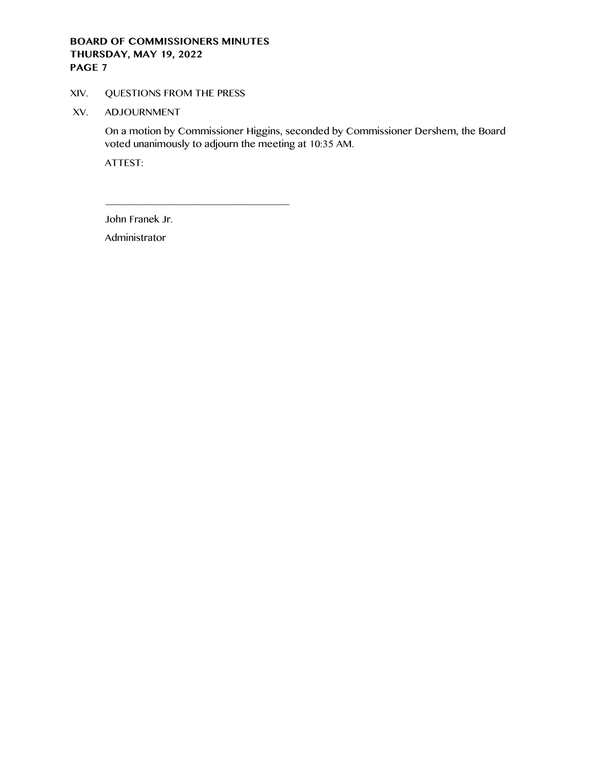XIV. QUESTIONS FROM THE PRESS

XV. ADJOURNMENT

On a motion by Commissioner Higgins, seconded by Commissioner Dershem, the Board voted unanimously to adjourn the meeting at 10:35 AM.

ATTEST:

\_\_\_\_\_\_\_\_\_\_\_\_\_\_\_\_\_\_\_\_\_\_\_\_\_\_\_\_\_\_\_\_\_\_

John Franek Jr.

Administrator